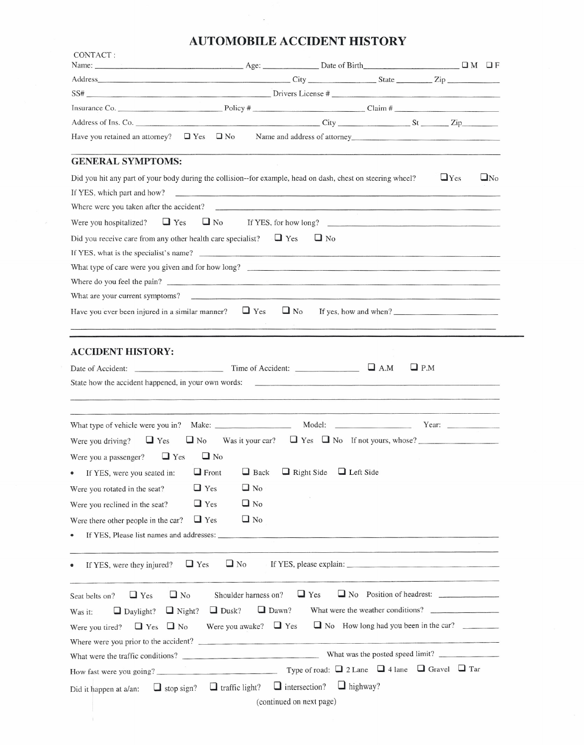# AUTOMOBILE ACCIDENT HISTORY

CONTACT :

Name: ______________________ Age: __________ Date of Birth__________________ ☐ M ☐ F

Address______________________________ City ______________ State ________ Zip ____________

SS# ______________________________ Drivers License # ______________________________

Insurance Co. ____________________ Policy # ____________________ Claim # ____________________

Address of Ins. Co. ______________________________ City ______________ St ______ Zip________

Have you retained an attorney? ☐ Yes ☐ No Name and address of attorney______________________________

## GENERAL SYMPTOMS:

Did you hit any part of your body during the collision--for example, head on dash, chest on steering wheel? ☐ Yes ☐ No

If YES, which part and how? ______________________________

Where were you taken after the accident? ______________________________

Were you hospitalized? ☐ Yes ☐ No If YES, for how long? ______________________________

Did you receive care from any other health care specialist? ☐ Yes ☐ No

If YES, what is the specialist's name? ______________________________

What type of care were you given and for how long? ______________________________

Where do you feel the pain? ______________________________

What are your current symptoms? ______________________________

Have you ever been injured in a similar manner? ☐ Yes ☐ No If yes, how and when? ______________________________

______________________________________________________________________________

## ACCIDENT HISTORY:

Date of Accident: ______________ Time of Accident: ______________ ☐ A.M ☐ P.M

State how the accident happened, in your own words: ______________________________

______________________________________________________________________________

______________________________________________________________________________

What type of vehicle were you in? Make: ______________ Model: ______________ Year: __________

Were you driving? ☐ Yes ☐ No Was it your car? ☐ Yes ☐ No If not yours, whose? ______________

Were you a passenger? ☐ Yes ☐ No

- If YES, were you seated in: ☐ Front ☐ Back ☐ Right Side ☐ Left Side

Were you rotated in the seat? ☐ Yes ☐ No

Were you reclined in the seat? ☐ Yes ☐ No

Were there other people in the car? ☐ Yes ☐ No

- If YES, Please list names and addresses: ______________________________

______________________________________________________________________________

- If YES, were they injured? ☐ Yes ☐ No If YES, please explain: ______________________________

______________________________________________________________________________

Seat belts on? ☐ Yes ☐ No Shoulder harness on? ☐ Yes ☐ No Position of headrest: ______________

Was it: ☐ Daylight? ☐ Night? ☐ Dusk? ☐ Dawn? What were the weather conditions? ______________

Were you tired? ☐ Yes ☐ No Were you awake? ☐ Yes ☐ No How long had you been in the car? ________

Where were you prior to the accident? ______________________________

What were the traffic conditions? ______________________ What was the posted speed limit? ____________

How fast were you going? ______________________ Type of road: ☐ 2 Lane ☐ 4 lane ☐ Gravel ☐ Tar

Did it happen at a/an: ☐ stop sign? ☐ traffic light? ☐ intersection? ☐ highway?

(continued on next page)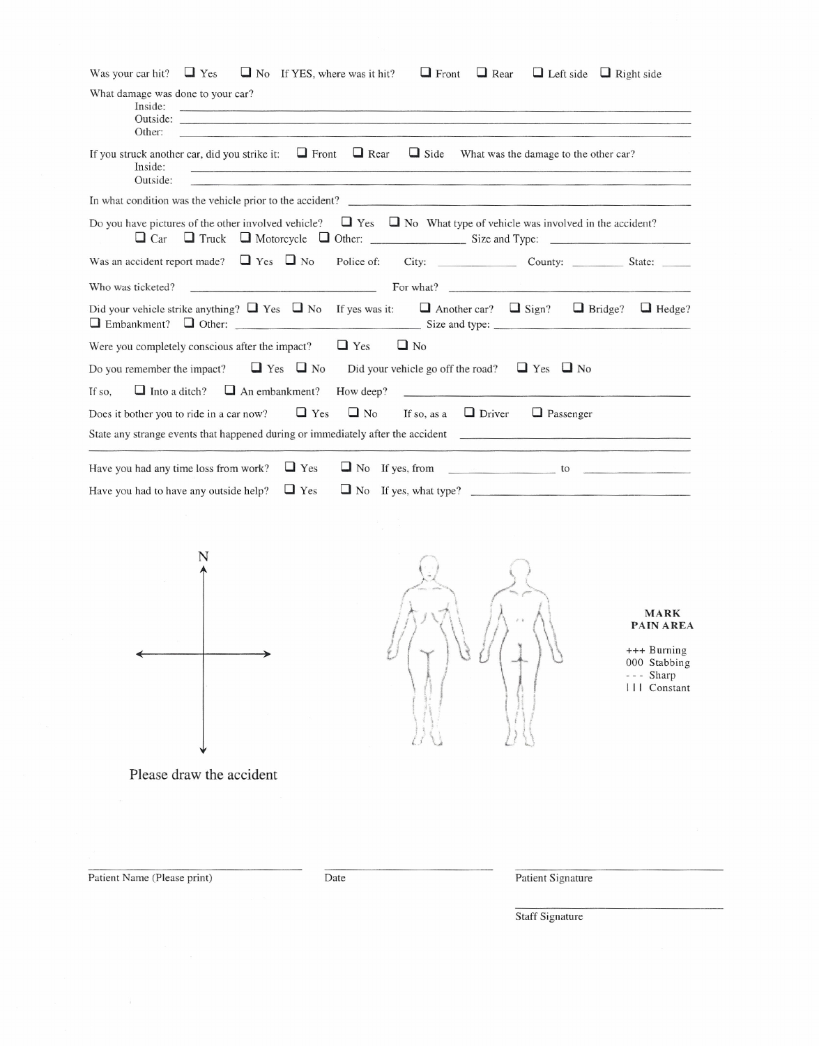Was your car hit? ☐ Yes ☐ No If YES, where was it hit? ☐ Front ☐ Rear ☐ Left side ☐ Right side

What damage was done to your car?

Inside: \_\_\_\_\_\_\_\_\_\_\_\_\_\_\_\_\_\_\_\_\_\_\_\_\_\_\_\_\_\_\_\_\_\_\_\_\_\_\_\_

Outside: \_\_\_\_\_\_\_\_\_\_\_\_\_\_\_\_\_\_\_\_\_\_\_\_\_\_\_\_\_\_\_\_\_\_\_\_\_\_\_\_

Other: \_\_\_\_\_\_\_\_\_\_\_\_\_\_\_\_\_\_\_\_\_\_\_\_\_\_\_\_\_\_\_\_\_\_\_\_\_\_\_\_

If you struck another car, did you strike it: ☐ Front ☐ Rear ☐ Side What was the damage to the other car?

Inside: \_\_\_\_\_\_\_\_\_\_\_\_\_\_\_\_\_\_\_\_\_\_\_\_\_\_\_\_\_\_\_\_\_\_\_\_\_\_\_\_

Outside: \_\_\_\_\_\_\_\_\_\_\_\_\_\_\_\_\_\_\_\_\_\_\_\_\_\_\_\_\_\_\_\_\_\_\_\_\_\_\_\_

In what condition was the vehicle prior to the accident? \_\_\_\_\_\_\_\_\_\_\_\_\_\_\_\_\_\_\_\_

Do you have pictures of the other involved vehicle? ☐ Yes ☐ No What type of vehicle was involved in the accident?

☐ Car ☐ Truck ☐ Motorcycle ☐ Other: \_\_\_\_\_\_\_\_\_\_ Size and Type: \_\_\_\_\_\_\_\_\_\_

Was an accident report made? ☐ Yes ☐ No Police of: City: \_\_\_\_\_\_\_\_ County: \_\_\_\_\_\_ State: \_\_\_\_

Who was ticketed? \_\_\_\_\_\_\_\_\_\_\_\_\_\_\_\_\_\_\_\_ For what? \_\_\_\_\_\_\_\_\_\_\_\_\_\_\_\_\_\_\_\_

Did your vehicle strike anything? ☐ Yes ☐ No If yes was it: ☐ Another car? ☐ Sign? ☐ Bridge? ☐ Hedge?

☐ Embankment? ☐ Other: \_\_\_\_\_\_\_\_\_\_\_\_\_\_\_\_\_\_\_\_ Size and type: \_\_\_\_\_\_\_\_\_\_\_\_\_\_\_\_\_\_\_\_

Were you completely conscious after the impact? ☐ Yes ☐ No

Do you remember the impact? ☐ Yes ☐ No Did your vehicle go off the road? ☐ Yes ☐ No

If so, ☐ Into a ditch? ☐ An embankment? How deep? \_\_\_\_\_\_\_\_\_\_\_\_\_\_\_\_\_\_\_\_

Does it bother you to ride in a car now? ☐ Yes ☐ No If so, as a ☐ Driver ☐ Passenger

State any strange events that happened during or immediately after the accident \_\_\_\_\_\_\_\_\_\_\_\_\_\_\_\_\_\_\_\_

\_\_\_\_\_\_\_\_\_\_\_\_\_\_\_\_\_\_\_\_\_\_\_\_\_\_\_\_\_\_\_\_\_\_\_\_\_\_\_\_

Have you had any time loss from work? ☐ Yes ☐ No If yes, from \_\_\_\_\_\_\_\_\_\_ to \_\_\_\_\_\_\_\_\_\_

Have you had to have any outside help? ☐ Yes ☐ No If yes, what type? \_\_\_\_\_\_\_\_\_\_\_\_\_\_\_\_\_\_\_\_

N

Please draw the accident

**MARK PAIN AREA**

+++ Burning

000 Stabbing

- - - Sharp

| | | Constant

\_\_\_\_\_\_\_\_\_\_\_\_\_\_\_\_\_\_\_\_ \_\_\_\_\_\_\_\_\_\_\_\_\_\_\_\_\_\_\_\_ \_\_\_\_\_\_\_\_\_\_\_\_\_\_\_\_\_\_\_\_

Patient Name (Please print) Date Patient Signature

\_\_\_\_\_\_\_\_\_\_\_\_\_\_\_\_\_\_\_\_

Staff Signature